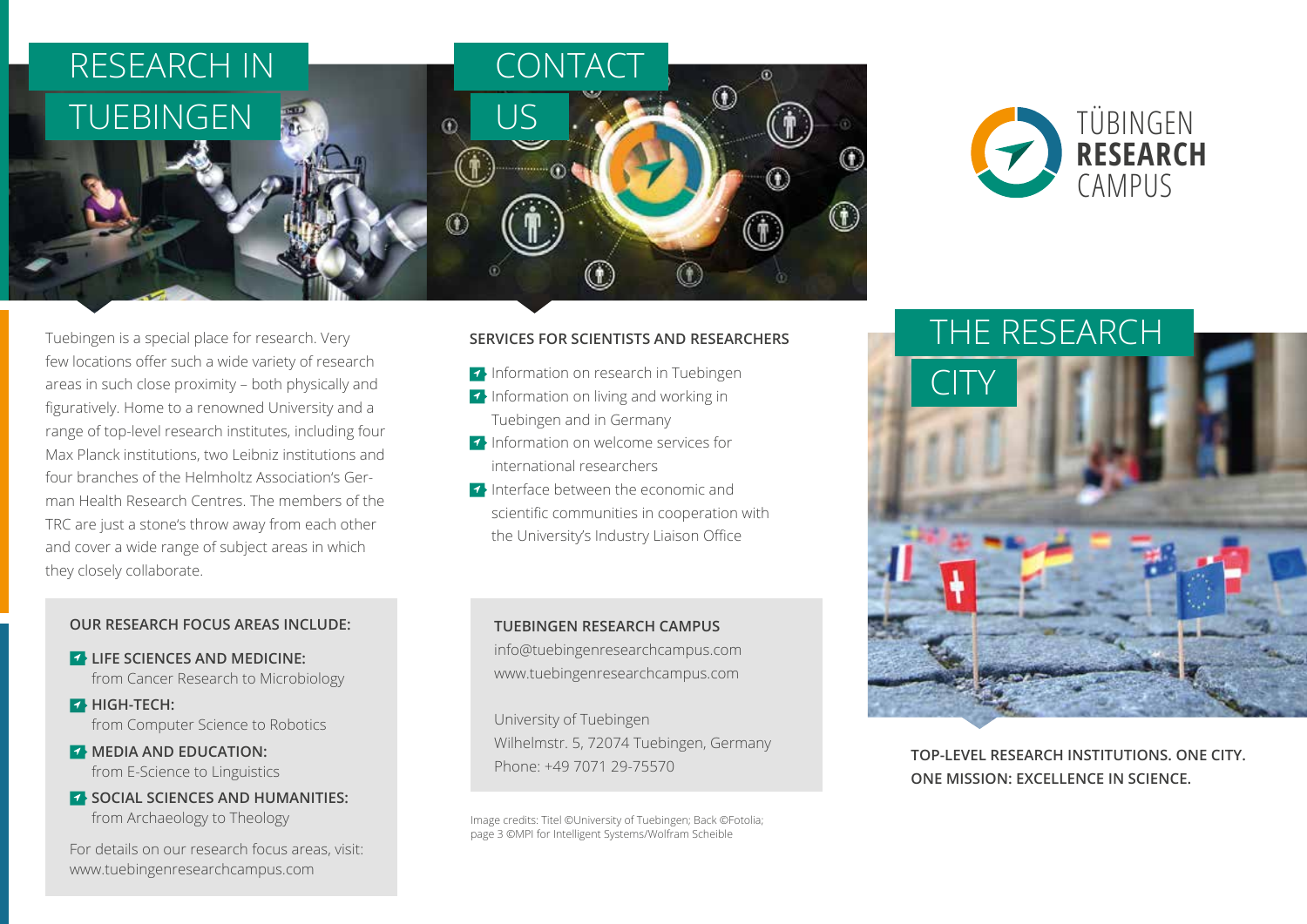# RESEARCH IN TUEBINGEN

Tuebingen is a special place for research. Very few locations offer such a wide variety of research areas in such close proximity – both physically and figuratively. Home to a renowned University and a range of top-level research institutes, including four Max Planck institutions, two Leibniz institutions and four branches of the Helmholtz Association's German Health Research Centres. The members of the TRC are just a stone's throw away from each other and cover a wide range of subject areas in which they closely collaborate.

**OUR RESEARCH FOCUS AREAS INCLUDE:**

- **LIFE SCIENCES AND MEDICINE:** from Cancer Research to Microbiology
- **HIGH-TECH:** from Computer Science to Robotics
- **MEDIA AND EDUCATION:** from E-Science to Linguistics
- **SOCIAL SCIENCES AND HUMANITIES:** from Archaeology to Theology

For details on our research focus areas, visit: www.tuebingenresearchcampus.com

# CONTACT US

**SERVICES FOR SCIENTISTS AND RESEARCHERS**

- Information on research in Tuebingen
- Information on living and working in Tuebingen and in Germany
- Information on welcome services for international researchers
- Interface between the economic and scientific communities in cooperation with the University's Industry Liaison Office

**TUEBINGEN RESEARCH CAMPUS**
info@tuebingenresearchcampus.com
www.tuebingenresearchcampus.com

University of Tuebingen
Wilhelmstr. 5, 72074 Tuebingen, Germany
Phone: +49 7071 29-75570

Image credits: Titel ©University of Tuebingen; Back ©Fotolia; page 3 ©MPI for Intelligent Systems/Wolfram Scheible

TÜBINGEN **RESEARCH** CAMPUS

# THE RESEARCH CITY

**TOP-LEVEL RESEARCH INSTITUTIONS. ONE CITY. ONE MISSION: EXCELLENCE IN SCIENCE.**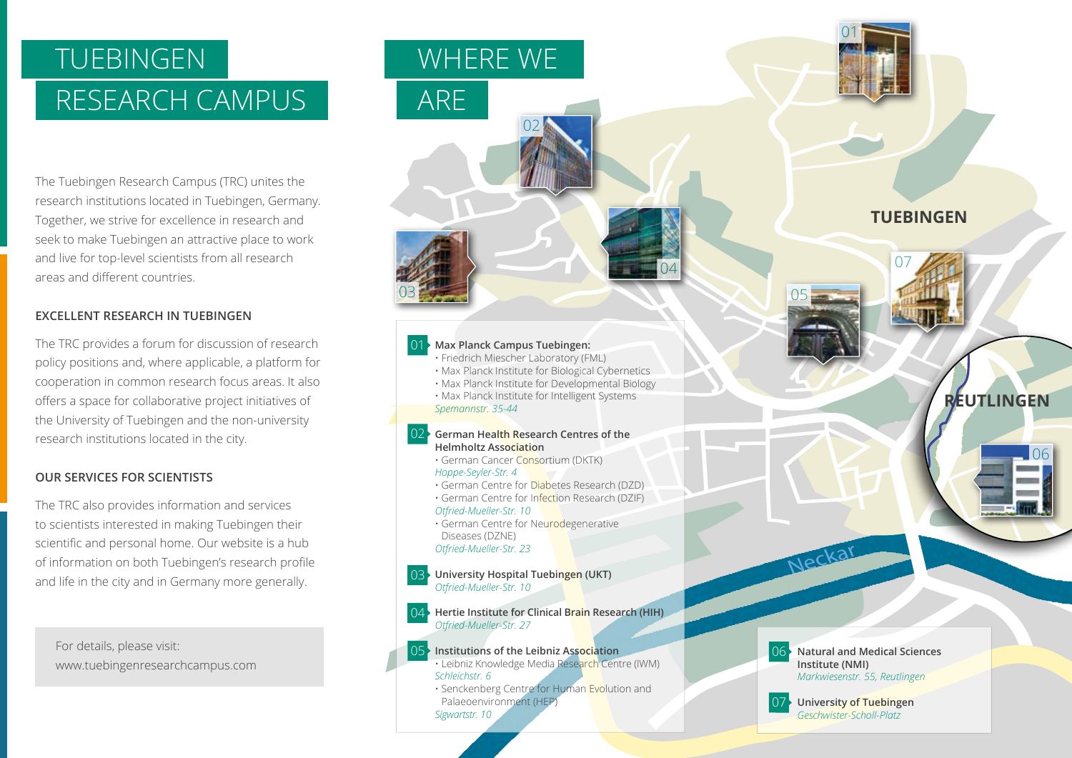# TUEBINGEN RESEARCH CAMPUS

The Tuebingen Research Campus (TRC) unites the research institutions located in Tuebingen, Germany. Together, we strive for excellence in research and seek to make Tuebingen an attractive place to work and live for top-level scientists from all research areas and different countries.

### EXCELLENT RESEARCH IN TUEBINGEN

The TRC provides a forum for discussion of research policy positions and, where applicable, a platform for cooperation in common research focus areas. It also offers a space for collaborative project initiatives of the University of Tuebingen and the non-university research institutions located in the city.

### OUR SERVICES FOR SCIENTISTS

The TRC also provides information and services to scientists interested in making Tuebingen their scientific and personal home. Our website is a hub of information on both Tuebingen's research profile and life in the city and in Germany more generally.

For details, please visit:
www.tuebingenresearchcampus.com

# WHERE WE ARE

TUEBINGEN

REUTLINGEN

Neckar

**01 Max Planck Campus Tuebingen:**
- Friedrich Miescher Laboratory (FML)
- Max Planck Institute for Biological Cybernetics
- Max Planck Institute for Developmental Biology
- Max Planck Institute for Intelligent Systems

*Spemannstr. 35-44*

**02 German Health Research Centres of the Helmholtz Association**
- German Cancer Consortium (DKTK)

*Hoppe-Seyler-Str. 4*
- German Centre for Diabetes Research (DZD)
- German Centre for Infection Research (DZIF)

*Otfried-Mueller-Str. 10*
- German Centre for Neurodegenerative Diseases (DZNE)

*Otfried-Mueller-Str. 23*

**03 University Hospital Tuebingen (UKT)**
*Otfried-Mueller-Str. 10*

**04 Hertie Institute for Clinical Brain Research (HIH)**
*Otfried-Mueller-Str. 27*

**05 Institutions of the Leibniz Association**
- Leibniz Knowledge Media Research Centre (IWM)

*Schleichstr. 6*
- Senckenberg Centre for Human Evolution and Palaeoenvironment (HEP)

*Sigwartstr. 10*

**06 Natural and Medical Sciences Institute (NMI)**
*Markwiesenstr. 55, Reutlingen*

**07 University of Tuebingen**
*Geschwister-Scholl-Platz*